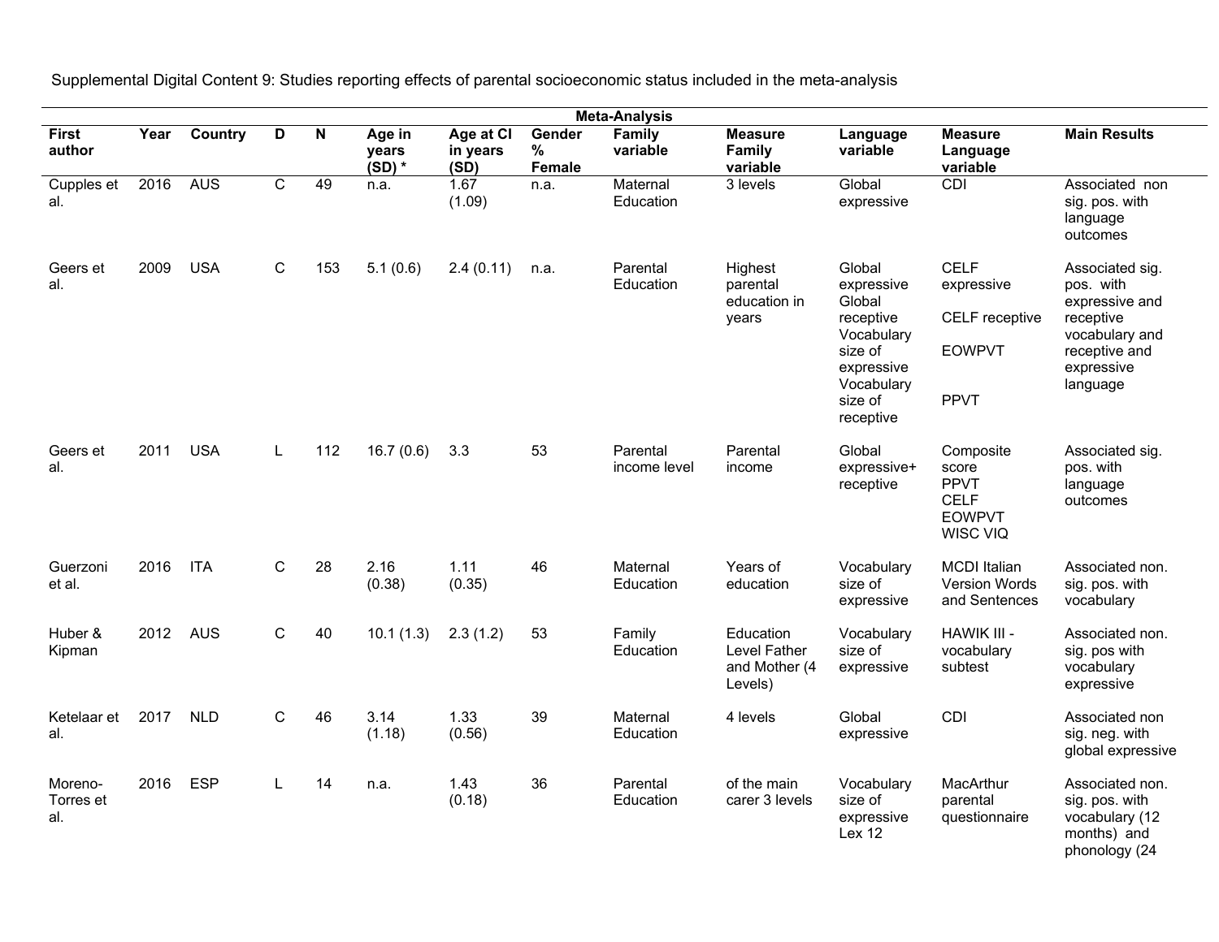Supplemental Digital Content 9: Studies reporting effects of parental socioeconomic status included in the meta-analysis

| Meta-Analysis | | | | | | | | | | | | |
|---|---|---|---|---|---|---|---|---|---|---|---|---|
| First author | Year | Country | D | N | Age in years (SD) * | Age at CI in years (SD) | Gender % Female | Family variable | Measure Family variable | Language variable | Measure Language variable | Main Results |
| Cupples et al. | 2016 | AUS | C | 49 | n.a. | 1.67 (1.09) | n.a. | Maternal Education | 3 levels | Global expressive | CDI | Associated non sig. pos. with language outcomes |
| Geers et al. | 2009 | USA | C | 153 | 5.1 (0.6) | 2.4 (0.11) | n.a. | Parental Education | Highest parental education in years | Global expressive Global receptive Vocabulary size of expressive Vocabulary size of receptive | CELF expressive CELF receptive EOWPVT PPVT | Associated sig. pos. with expressive and receptive vocabulary and receptive and expressive language |
| Geers et al. | 2011 | USA | L | 112 | 16.7 (0.6) | 3.3 | 53 | Parental income level | Parental income | Global expressive+ receptive | Composite score PPVT CELF EOWPVT WISC VIQ | Associated sig. pos. with language outcomes |
| Guerzoni et al. | 2016 | ITA | C | 28 | 2.16 (0.38) | 1.11 (0.35) | 46 | Maternal Education | Years of education | Vocabulary size of expressive | MCDI Italian Version Words and Sentences | Associated non. sig. pos. with vocabulary |
| Huber & Kipman | 2012 | AUS | C | 40 | 10.1 (1.3) | 2.3 (1.2) | 53 | Family Education | Education Level Father and Mother (4 Levels) | Vocabulary size of expressive | HAWIK III - vocabulary subtest | Associated non. sig. pos with vocabulary expressive |
| Ketelaar et al. | 2017 | NLD | C | 46 | 3.14 (1.18) | 1.33 (0.56) | 39 | Maternal Education | 4 levels | Global expressive | CDI | Associated non sig. neg. with global expressive |
| Moreno-Torres et al. | 2016 | ESP | L | 14 | n.a. | 1.43 (0.18) | 36 | Parental Education | of the main carer 3 levels | Vocabulary size of expressive Lex 12 | MacArthur parental questionnaire | Associated non. sig. pos. with vocabulary (12 months) and phonology (24 |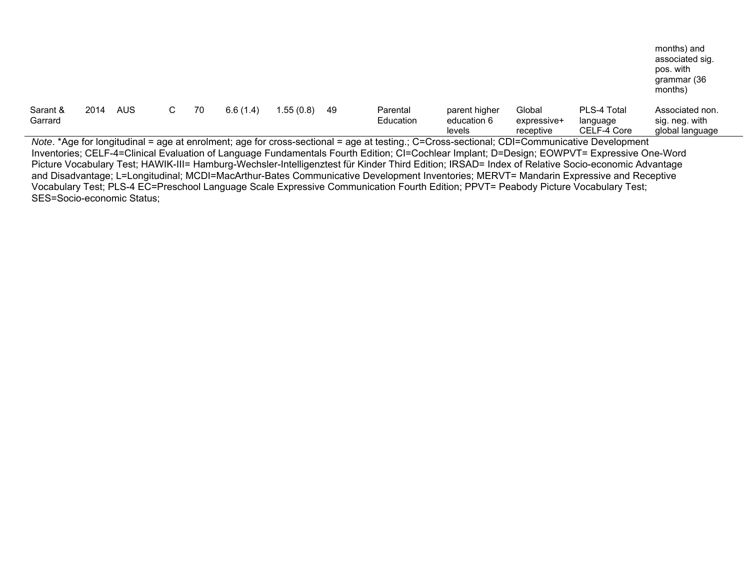| | | | | | | | | | | | | |
|---|---|---|---|---|---|---|---|---|---|---|---|---|
| | | | | | | | | | | | | months) and associated sig. pos. with grammar (36 months) |
| Sarant & Garrard | 2014 | AUS | C | 70 | 6.6 (1.4) | 1.55 (0.8) | 49 | Parental Education | parent higher education 6 levels | Global expressive+ receptive | PLS-4 Total language CELF-4 Core | Associated non. sig. neg. with global language |

*Note*. *Age for longitudinal = age at enrolment; age for cross-sectional = age at testing.; C=Cross-sectional; CDI=Communicative Development Inventories; CELF-4=Clinical Evaluation of Language Fundamentals Fourth Edition; CI=Cochlear Implant; D=Design; EOWPVT= Expressive One-Word Picture Vocabulary Test; HAWIK-III= Hamburg-Wechsler-Intelligenztest für Kinder Third Edition; IRSAD= Index of Relative Socio-economic Advantage and Disadvantage; L=Longitudinal; MCDI=MacArthur-Bates Communicative Development Inventories; MERVT= Mandarin Expressive and Receptive Vocabulary Test; PLS-4 EC=Preschool Language Scale Expressive Communication Fourth Edition; PPVT= Peabody Picture Vocabulary Test; SES=Socio-economic Status;